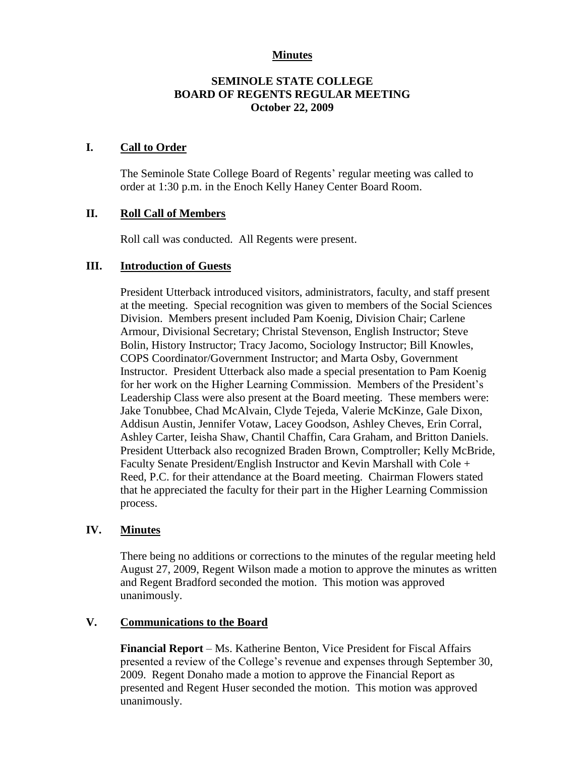**Minutes**

# SEMINOLE STATE COLLEGE
# BOARD OF REGENTS REGULAR MEETING
# October 22, 2009

## I. Call to Order

The Seminole State College Board of Regents' regular meeting was called to order at 1:30 p.m. in the Enoch Kelly Haney Center Board Room.

## II. Roll Call of Members

Roll call was conducted. All Regents were present.

## III. Introduction of Guests

President Utterback introduced visitors, administrators, faculty, and staff present at the meeting. Special recognition was given to members of the Social Sciences Division. Members present included Pam Koenig, Division Chair; Carlene Armour, Divisional Secretary; Christal Stevenson, English Instructor; Steve Bolin, History Instructor; Tracy Jacomo, Sociology Instructor; Bill Knowles, COPS Coordinator/Government Instructor; and Marta Osby, Government Instructor. President Utterback also made a special presentation to Pam Koenig for her work on the Higher Learning Commission. Members of the President's Leadership Class were also present at the Board meeting. These members were: Jake Tonubbee, Chad McAlvain, Clyde Tejeda, Valerie McKinze, Gale Dixon, Addisun Austin, Jennifer Votaw, Lacey Goodson, Ashley Cheves, Erin Corral, Ashley Carter, Ieisha Shaw, Chantil Chaffin, Cara Graham, and Britton Daniels. President Utterback also recognized Braden Brown, Comptroller; Kelly McBride, Faculty Senate President/English Instructor and Kevin Marshall with Cole + Reed, P.C. for their attendance at the Board meeting. Chairman Flowers stated that he appreciated the faculty for their part in the Higher Learning Commission process.

## IV. Minutes

There being no additions or corrections to the minutes of the regular meeting held August 27, 2009, Regent Wilson made a motion to approve the minutes as written and Regent Bradford seconded the motion. This motion was approved unanimously.

## V. Communications to the Board

**Financial Report** – Ms. Katherine Benton, Vice President for Fiscal Affairs presented a review of the College's revenue and expenses through September 30, 2009. Regent Donaho made a motion to approve the Financial Report as presented and Regent Huser seconded the motion. This motion was approved unanimously.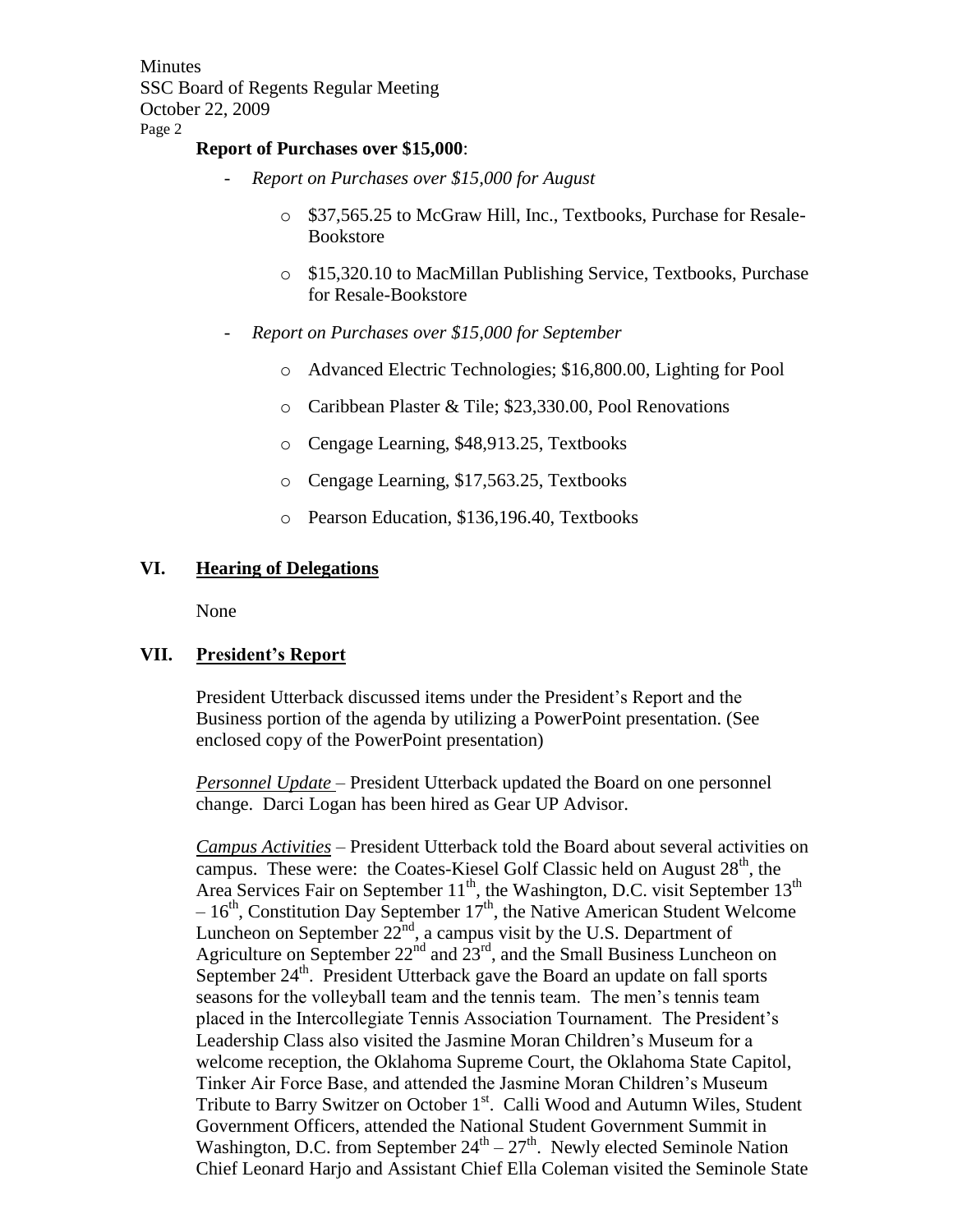**Report of Purchases over $15,000**:

- *Report on Purchases over $15,000 for August*
  - $37,565.25 to McGraw Hill, Inc., Textbooks, Purchase for Resale-Bookstore
  - $15,320.10 to MacMillan Publishing Service, Textbooks, Purchase for Resale-Bookstore
- *Report on Purchases over $15,000 for September*
  - Advanced Electric Technologies; $16,800.00, Lighting for Pool
  - Caribbean Plaster & Tile; $23,330.00, Pool Renovations
  - Cengage Learning, $48,913.25, Textbooks
  - Cengage Learning, $17,563.25, Textbooks
  - Pearson Education, $136,196.40, Textbooks

## VI. Hearing of Delegations

None

## VII. President's Report

President Utterback discussed items under the President's Report and the Business portion of the agenda by utilizing a PowerPoint presentation. (See enclosed copy of the PowerPoint presentation)

*Personnel Update* – President Utterback updated the Board on one personnel change. Darci Logan has been hired as Gear UP Advisor.

*Campus Activities* – President Utterback told the Board about several activities on campus. These were: the Coates-Kiesel Golf Classic held on August 28th, the Area Services Fair on September 11th, the Washington, D.C. visit September 13th – 16th, Constitution Day September 17th, the Native American Student Welcome Luncheon on September 22nd, a campus visit by the U.S. Department of Agriculture on September 22nd and 23rd, and the Small Business Luncheon on September 24th. President Utterback gave the Board an update on fall sports seasons for the volleyball team and the tennis team. The men's tennis team placed in the Intercollegiate Tennis Association Tournament. The President's Leadership Class also visited the Jasmine Moran Children's Museum for a welcome reception, the Oklahoma Supreme Court, the Oklahoma State Capitol, Tinker Air Force Base, and attended the Jasmine Moran Children's Museum Tribute to Barry Switzer on October 1st. Calli Wood and Autumn Wiles, Student Government Officers, attended the National Student Government Summit in Washington, D.C. from September 24th – 27th. Newly elected Seminole Nation Chief Leonard Harjo and Assistant Chief Ella Coleman visited the Seminole State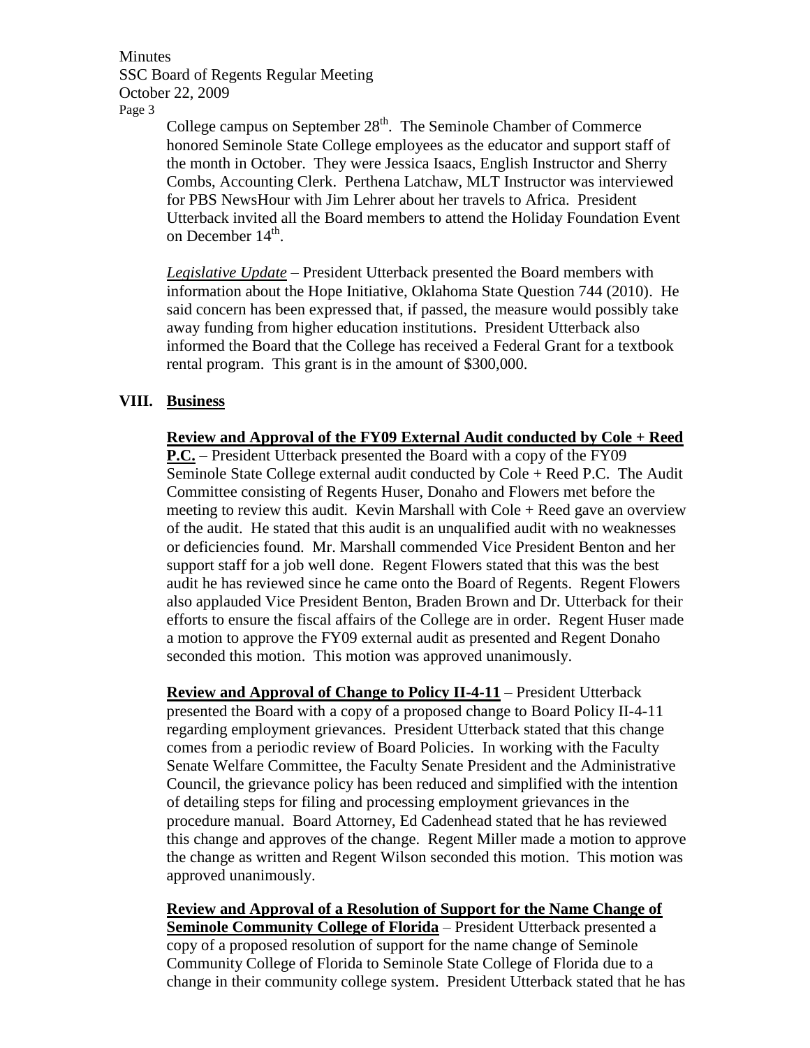College campus on September 28th. The Seminole Chamber of Commerce honored Seminole State College employees as the educator and support staff of the month in October. They were Jessica Isaacs, English Instructor and Sherry Combs, Accounting Clerk. Perthena Latchaw, MLT Instructor was interviewed for PBS NewsHour with Jim Lehrer about her travels to Africa. President Utterback invited all the Board members to attend the Holiday Foundation Event on December 14th.

*Legislative Update* – President Utterback presented the Board members with information about the Hope Initiative, Oklahoma State Question 744 (2010). He said concern has been expressed that, if passed, the measure would possibly take away funding from higher education institutions. President Utterback also informed the Board that the College has received a Federal Grant for a textbook rental program. This grant is in the amount of $300,000.

## VIII. Business

**Review and Approval of the FY09 External Audit conducted by Cole + Reed P.C.** – President Utterback presented the Board with a copy of the FY09 Seminole State College external audit conducted by Cole + Reed P.C. The Audit Committee consisting of Regents Huser, Donaho and Flowers met before the meeting to review this audit. Kevin Marshall with Cole + Reed gave an overview of the audit. He stated that this audit is an unqualified audit with no weaknesses or deficiencies found. Mr. Marshall commended Vice President Benton and her support staff for a job well done. Regent Flowers stated that this was the best audit he has reviewed since he came onto the Board of Regents. Regent Flowers also applauded Vice President Benton, Braden Brown and Dr. Utterback for their efforts to ensure the fiscal affairs of the College are in order. Regent Huser made a motion to approve the FY09 external audit as presented and Regent Donaho seconded this motion. This motion was approved unanimously.

**Review and Approval of Change to Policy II-4-11** – President Utterback presented the Board with a copy of a proposed change to Board Policy II-4-11 regarding employment grievances. President Utterback stated that this change comes from a periodic review of Board Policies. In working with the Faculty Senate Welfare Committee, the Faculty Senate President and the Administrative Council, the grievance policy has been reduced and simplified with the intention of detailing steps for filing and processing employment grievances in the procedure manual. Board Attorney, Ed Cadenhead stated that he has reviewed this change and approves of the change. Regent Miller made a motion to approve the change as written and Regent Wilson seconded this motion. This motion was approved unanimously.

**Review and Approval of a Resolution of Support for the Name Change of Seminole Community College of Florida** – President Utterback presented a copy of a proposed resolution of support for the name change of Seminole Community College of Florida to Seminole State College of Florida due to a change in their community college system. President Utterback stated that he has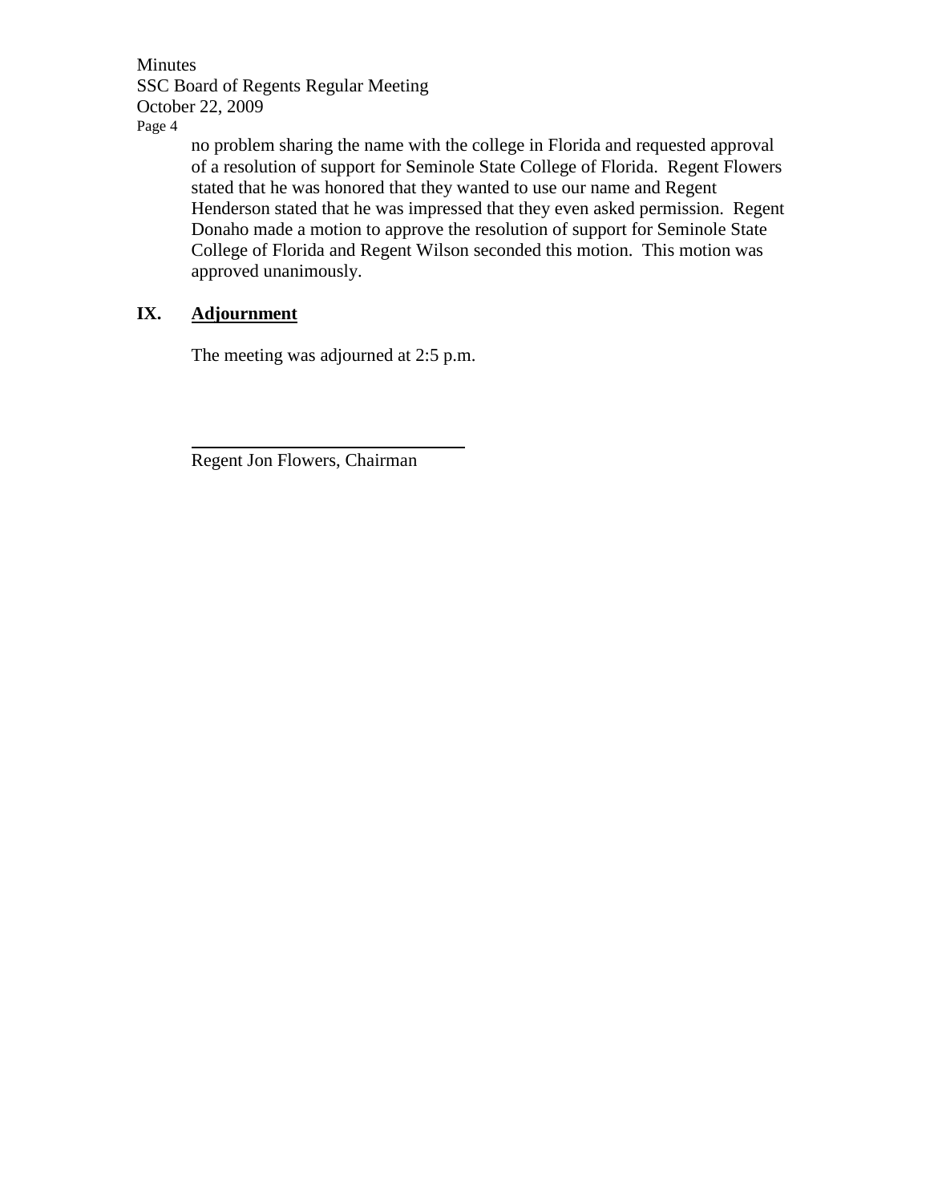no problem sharing the name with the college in Florida and requested approval of a resolution of support for Seminole State College of Florida. Regent Flowers stated that he was honored that they wanted to use our name and Regent Henderson stated that he was impressed that they even asked permission. Regent Donaho made a motion to approve the resolution of support for Seminole State College of Florida and Regent Wilson seconded this motion. This motion was approved unanimously.

## IX. Adjournment

The meeting was adjourned at 2:5 p.m.

\_\_\_\_\_\_\_\_\_\_\_\_\_\_\_\_\_\_\_\_\_\_\_\_\_\_\_\_\_\_

Regent Jon Flowers, Chairman